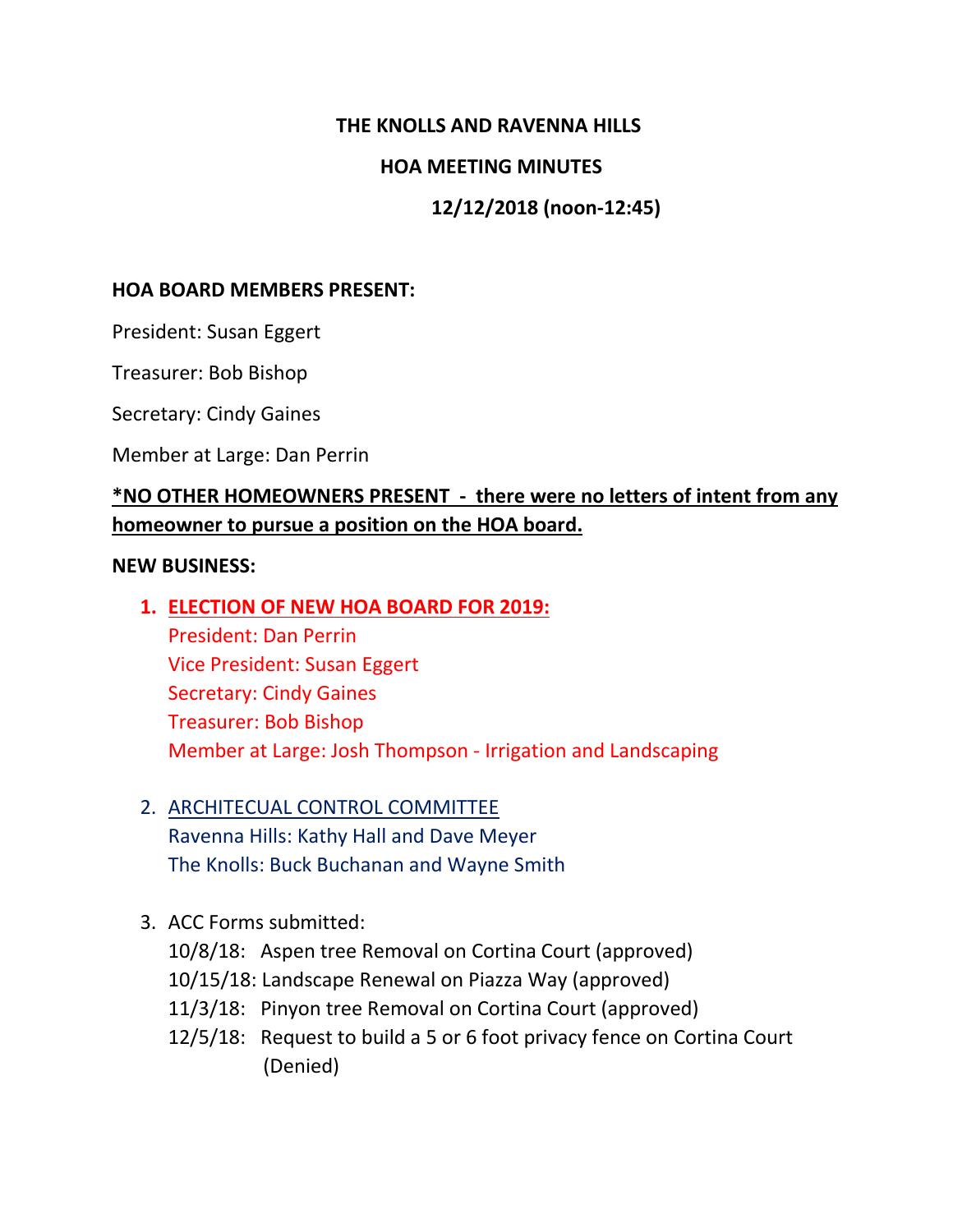# THE KNOLLS AND RAVENNA HILLS

## HOA MEETING MINUTES

### 12/12/2018 (noon-12:45)

**HOA BOARD MEMBERS PRESENT:**

President: Susan Eggert

Treasurer: Bob Bishop

Secretary: Cindy Gaines

Member at Large: Dan Perrin

**\*NO OTHER HOMEOWNERS PRESENT - there were no letters of intent from any homeowner to pursue a position on the HOA board.**

**NEW BUSINESS:**

1. **ELECTION OF NEW HOA BOARD FOR 2019:**
   President: Dan Perrin
   Vice President: Susan Eggert
   Secretary: Cindy Gaines
   Treasurer: Bob Bishop
   Member at Large: Josh Thompson - Irrigation and Landscaping

2. ARCHITECUAL CONTROL COMMITTEE
   Ravenna Hills: Kathy Hall and Dave Meyer
   The Knolls: Buck Buchanan and Wayne Smith

3. ACC Forms submitted:
   10/8/18: Aspen tree Removal on Cortina Court (approved)
   10/15/18: Landscape Renewal on Piazza Way (approved)
   11/3/18: Pinyon tree Removal on Cortina Court (approved)
   12/5/18: Request to build a 5 or 6 foot privacy fence on Cortina Court (Denied)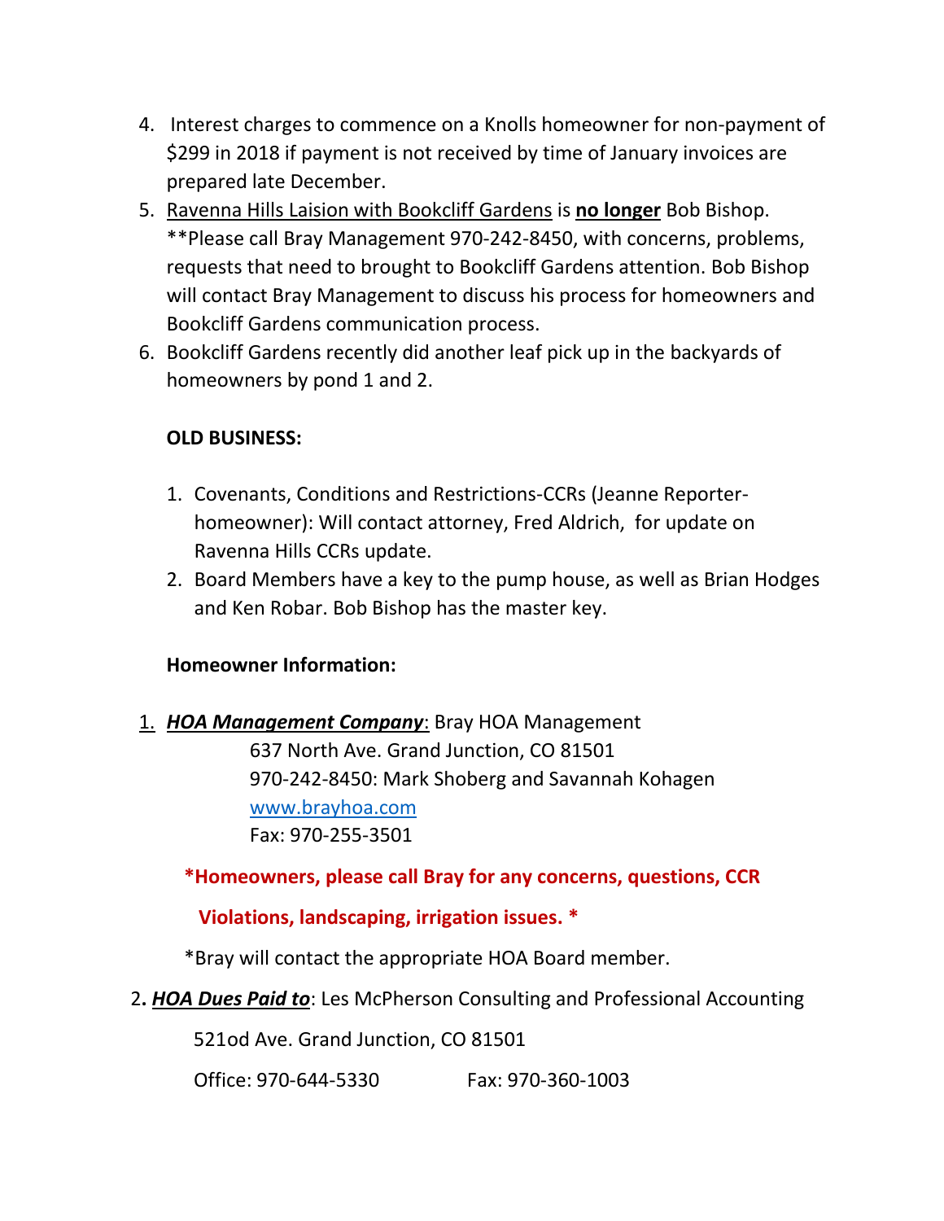4. Interest charges to commence on a Knolls homeowner for non-payment of $299 in 2018 if payment is not received by time of January invoices are prepared late December.
5. Ravenna Hills Laision with Bookcliff Gardens is **no longer** Bob Bishop. **Please call Bray Management 970-242-8450, with concerns, problems, requests that need to brought to Bookcliff Gardens attention. Bob Bishop will contact Bray Management to discuss his process for homeowners and Bookcliff Gardens communication process.
6. Bookcliff Gardens recently did another leaf pick up in the backyards of homeowners by pond 1 and 2.

**OLD BUSINESS:**

1. Covenants, Conditions and Restrictions-CCRs (Jeanne Reporter-homeowner): Will contact attorney, Fred Aldrich, for update on Ravenna Hills CCRs update.
2. Board Members have a key to the pump house, as well as Brian Hodges and Ken Robar. Bob Bishop has the master key.

**Homeowner Information:**

1. ***HOA Management Company***: Bray HOA Management
   637 North Ave. Grand Junction, CO 81501
   970-242-8450: Mark Shoberg and Savannah Kohagen
   www.brayhoa.com
   Fax: 970-255-3501

   ***Homeowners, please call Bray for any concerns, questions, CCR Violations, landscaping, irrigation issues. ***

   *Bray will contact the appropriate HOA Board member.

2. ***HOA Dues Paid to***: Les McPherson Consulting and Professional Accounting
   521od Ave. Grand Junction, CO 81501
   Office: 970-644-5330 Fax: 970-360-1003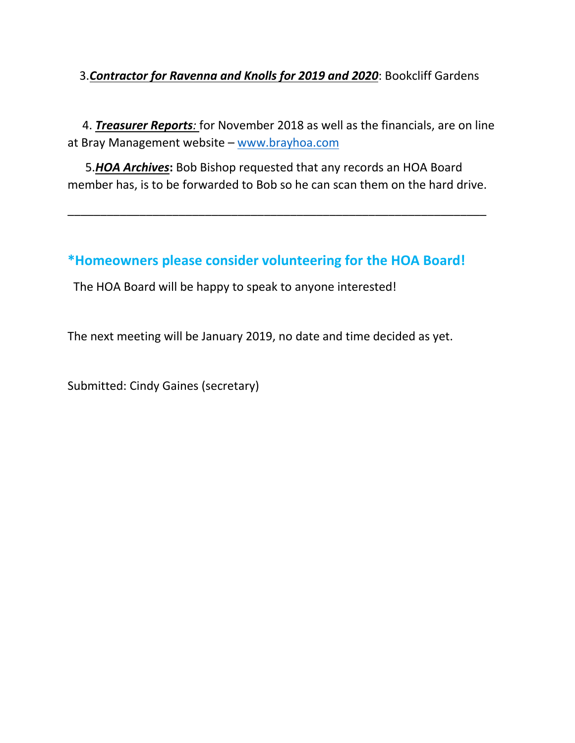3.***Contractor for Ravenna and Knolls for 2019 and 2020***: Bookcliff Gardens

4. ***Treasurer Reports**:* for November 2018 as well as the financials, are on line at Bray Management website – [www.brayhoa.com](http://www.brayhoa.com)

5.***HOA Archives*:** Bob Bishop requested that any records an HOA Board member has, is to be forwarded to Bob so he can scan them on the hard drive.

---

**\*Homeowners please consider volunteering for the HOA Board!**

The HOA Board will be happy to speak to anyone interested!

The next meeting will be January 2019, no date and time decided as yet.

Submitted: Cindy Gaines (secretary)